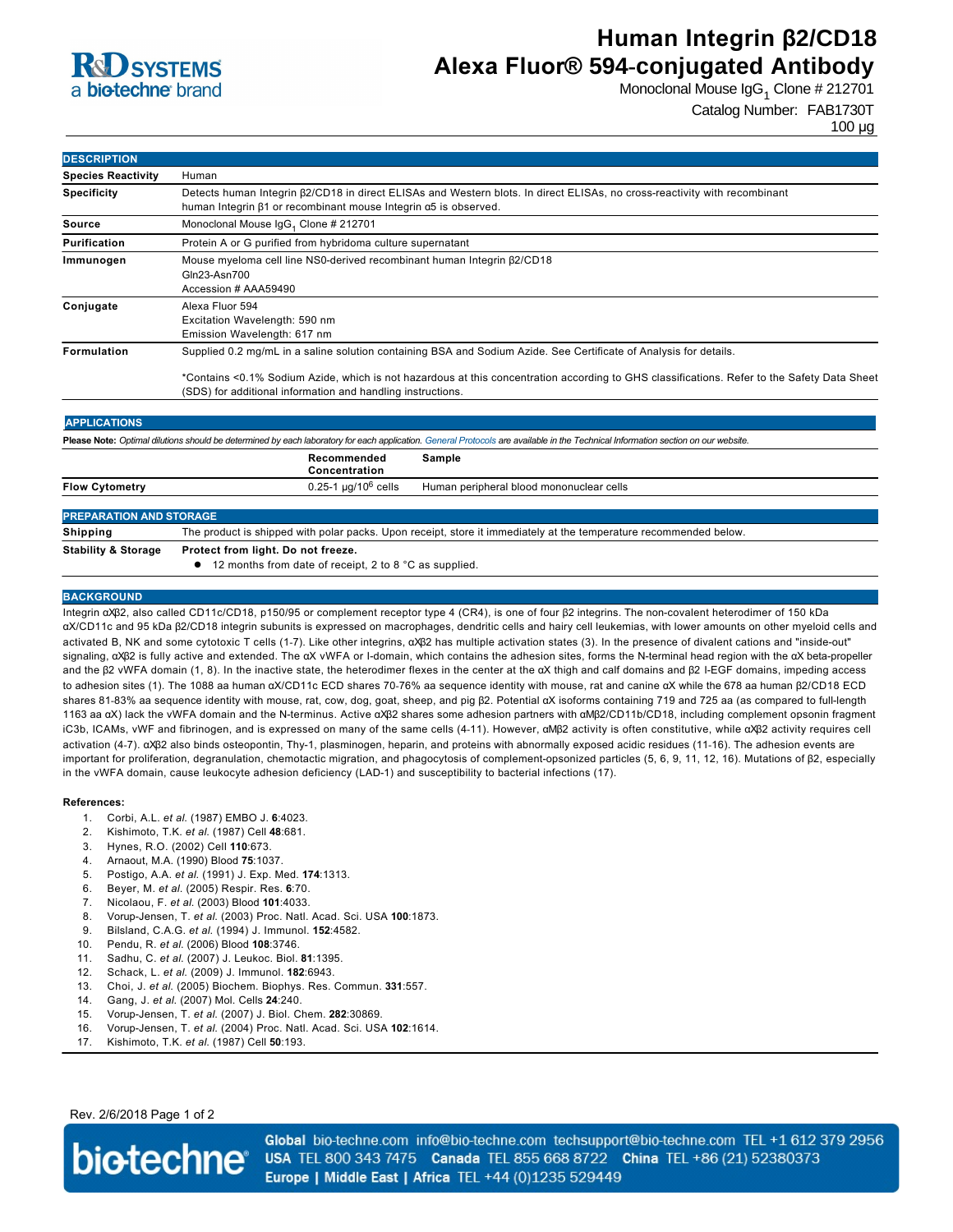# Human Integrin β2/CD18 Alexa Fluor® 594-conjugated Antibody

Monoclonal Mouse $IgG_1$ Clone # 212701

Catalog Number: FAB1730T

100 µg

## DESCRIPTION

| | |
|---|---|
| **Species Reactivity** | Human |
| **Specificity** | Detects human Integrin β2/CD18 in direct ELISAs and Western blots. In direct ELISAs, no cross-reactivity with recombinant human Integrin β1 or recombinant mouse Integrin α5 is observed. |
| **Source** | Monoclonal Mouse $IgG_1$ Clone # 212701 |
| **Purification** | Protein A or G purified from hybridoma culture supernatant |
| **Immunogen** | Mouse myeloma cell line NS0-derived recombinant human Integrin β2/CD18<br>Gln23-Asn700<br>Accession # AAA59490 |
| **Conjugate** | Alexa Fluor 594<br>Excitation Wavelength: 590 nm<br>Emission Wavelength: 617 nm |
| **Formulation** | Supplied 0.2 mg/mL in a saline solution containing BSA and Sodium Azide. See Certificate of Analysis for details.<br><br>*Contains <0.1% Sodium Azide, which is not hazardous at this concentration according to GHS classifications. Refer to the Safety Data Sheet (SDS) for additional information and handling instructions. |

## APPLICATIONS

**Please Note:** *Optimal dilutions should be determined by each laboratory for each application. General Protocols are available in the Technical Information section on our website.*

| | Recommended Concentration | Sample |
|---|---|---|
| **Flow Cytometry** | 0.25-1 µg/$10^6$ cells | Human peripheral blood mononuclear cells |

## PREPARATION AND STORAGE

| | |
|---|---|
| **Shipping** | The product is shipped with polar packs. Upon receipt, store it immediately at the temperature recommended below. |
| **Stability & Storage** | **Protect from light. Do not freeze.**<br>● 12 months from date of receipt, 2 to 8 °C as supplied. |

## BACKGROUND

Integrin αXβ2, also called CD11c/CD18, p150/95 or complement receptor type 4 (CR4), is one of four β2 integrins. The non-covalent heterodimer of 150 kDa αX/CD11c and 95 kDa β2/CD18 integrin subunits is expressed on macrophages, dendritic cells and hairy cell leukemias, with lower amounts on other myeloid cells and activated B, NK and some cytotoxic T cells (1-7). Like other integrins, αXβ2 has multiple activation states (3). In the presence of divalent cations and "inside-out" signaling, αXβ2 is fully active and extended. The αX vWFA or I-domain, which contains the adhesion sites, forms the N-terminal head region with the αX beta-propeller and the β2 vWFA domain (1, 8). In the inactive state, the heterodimer flexes in the center at the αX thigh and calf domains and β2 I-EGF domains, impeding access to adhesion sites (1). The 1088 aa human αX/CD11c ECD shares 70-76% aa sequence identity with mouse, rat and canine αX while the 678 aa human β2/CD18 ECD shares 81-83% aa sequence identity with mouse, rat, cow, dog, goat, sheep, and pig β2. Potential αX isoforms containing 719 and 725 aa (as compared to full-length 1163 aa αX) lack the vWFA domain and the N-terminus. Active αXβ2 shares some adhesion partners with αMβ2/CD11b/CD18, including complement opsonin fragment iC3b, ICAMs, vWF and fibrinogen, and is expressed on many of the same cells (4-11). However, αMβ2 activity is often constitutive, while αXβ2 activity requires cell activation (4-7). αXβ2 also binds osteopontin, Thy-1, plasminogen, heparin, and proteins with abnormally exposed acidic residues (11-16). The adhesion events are important for proliferation, degranulation, chemotactic migration, and phagocytosis of complement-opsonized particles (5, 6, 9, 11, 12, 16). Mutations of β2, especially in the vWFA domain, cause leukocyte adhesion deficiency (LAD-1) and susceptibility to bacterial infections (17).

**References:**

1. Corbi, A.L. *et al.* (1987) EMBO J. **6**:4023.
2. Kishimoto, T.K. *et al.* (1987) Cell **48**:681.
3. Hynes, R.O. (2002) Cell **110**:673.
4. Arnaout, M.A. (1990) Blood **75**:1037.
5. Postigo, A.A. *et al.* (1991) J. Exp. Med. **174**:1313.
6. Beyer, M. *et al.* (2005) Respir. Res. **6**:70.
7. Nicolaou, F. *et al.* (2003) Blood **101**:4033.
8. Vorup-Jensen, T. *et al.* (2003) Proc. Natl. Acad. Sci. USA **100**:1873.
9. Bilsland, C.A.G. *et al.* (1994) J. Immunol. **152**:4582.
10. Pendu, R. *et al.* (2006) Blood **108**:3746.
11. Sadhu, C. *et al.* (2007) J. Leukoc. Biol. **81**:1395.
12. Schack, L. *et al.* (2009) J. Immunol. **182**:6943.
13. Choi, J. *et al.* (2005) Biochem. Biophys. Res. Commun. **331**:557.
14. Gang, J. *et al.* (2007) Mol. Cells **24**:240.
15. Vorup-Jensen, T. *et al.* (2007) J. Biol. Chem. **282**:30869.
16. Vorup-Jensen, T. *et al.* (2004) Proc. Natl. Acad. Sci. USA **102**:1614.
17. Kishimoto, T.K. *et al.* (1987) Cell **50**:193.

Rev. 2/6/2018

**Global** bio-techne.com info@bio-techne.com techsupport@bio-techne.com TEL +1 612 379 2956
**USA** TEL 800 343 7475 **Canada** TEL 855 668 8722 **China** TEL +86 (21) 52380373
**Europe | Middle East | Africa** TEL +44 (0)1235 529449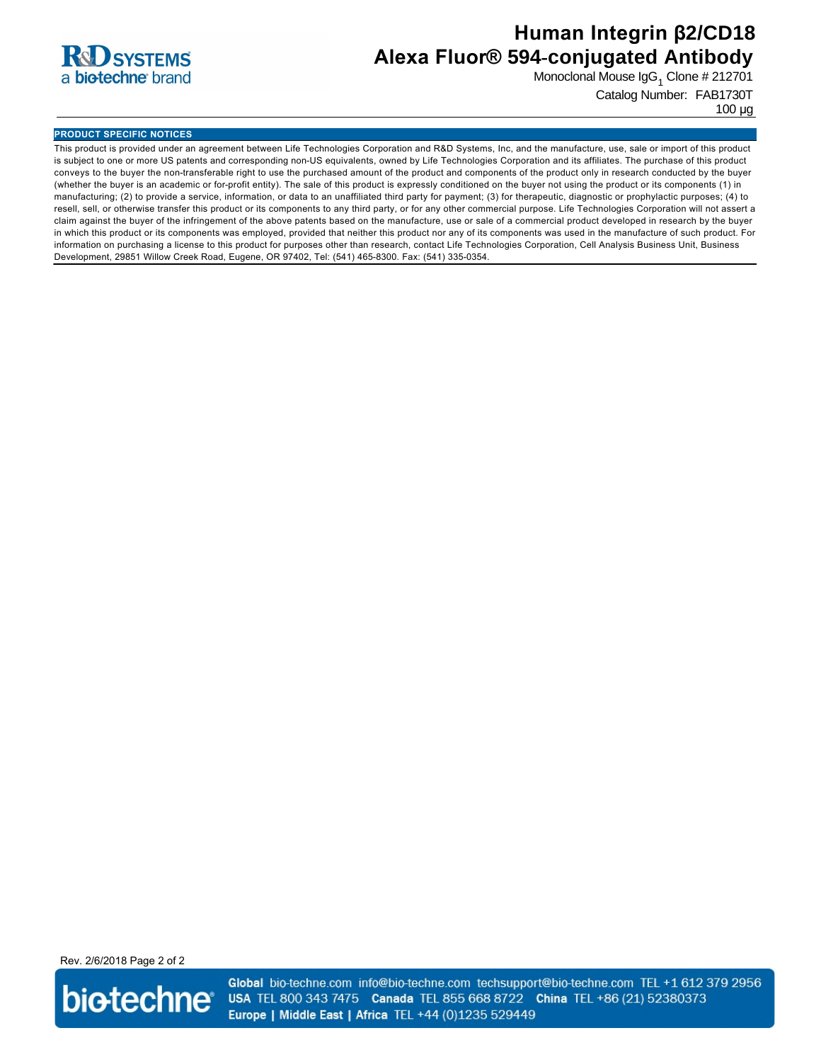# Human Integrin β2/CD18 Alexa Fluor® 594-conjugated Antibody

Monoclonal Mouse $IgG_1$ Clone # 212701

Catalog Number: FAB1730T

100 µg

## PRODUCT SPECIFIC NOTICES

This product is provided under an agreement between Life Technologies Corporation and R&D Systems, Inc, and the manufacture, use, sale or import of this product is subject to one or more US patents and corresponding non-US equivalents, owned by Life Technologies Corporation and its affiliates. The purchase of this product conveys to the buyer the non-transferable right to use the purchased amount of the product and components of the product only in research conducted by the buyer (whether the buyer is an academic or for-profit entity). The sale of this product is expressly conditioned on the buyer not using the product or its components (1) in manufacturing; (2) to provide a service, information, or data to an unaffiliated third party for payment; (3) for therapeutic, diagnostic or prophylactic purposes; (4) to resell, sell, or otherwise transfer this product or its components to any third party, or for any other commercial purpose. Life Technologies Corporation will not assert a claim against the buyer of the infringement of the above patents based on the manufacture, use or sale of a commercial product developed in research by the buyer in which this product or its components was employed, provided that neither this product nor any of its components was used in the manufacture of such product. For information on purchasing a license to this product for purposes other than research, contact Life Technologies Corporation, Cell Analysis Business Unit, Business Development, 29851 Willow Creek Road, Eugene, OR 97402, Tel: (541) 465-8300. Fax: (541) 335-0354.

Rev. 2/6/2018

**Global** bio-techne.com info@bio-techne.com techsupport@bio-techne.com TEL +1 612 379 2956
**USA** TEL 800 343 7475 **Canada** TEL 855 668 8722 **China** TEL +86 (21) 52380373
**Europe | Middle East | Africa** TEL +44 (0)1235 529449